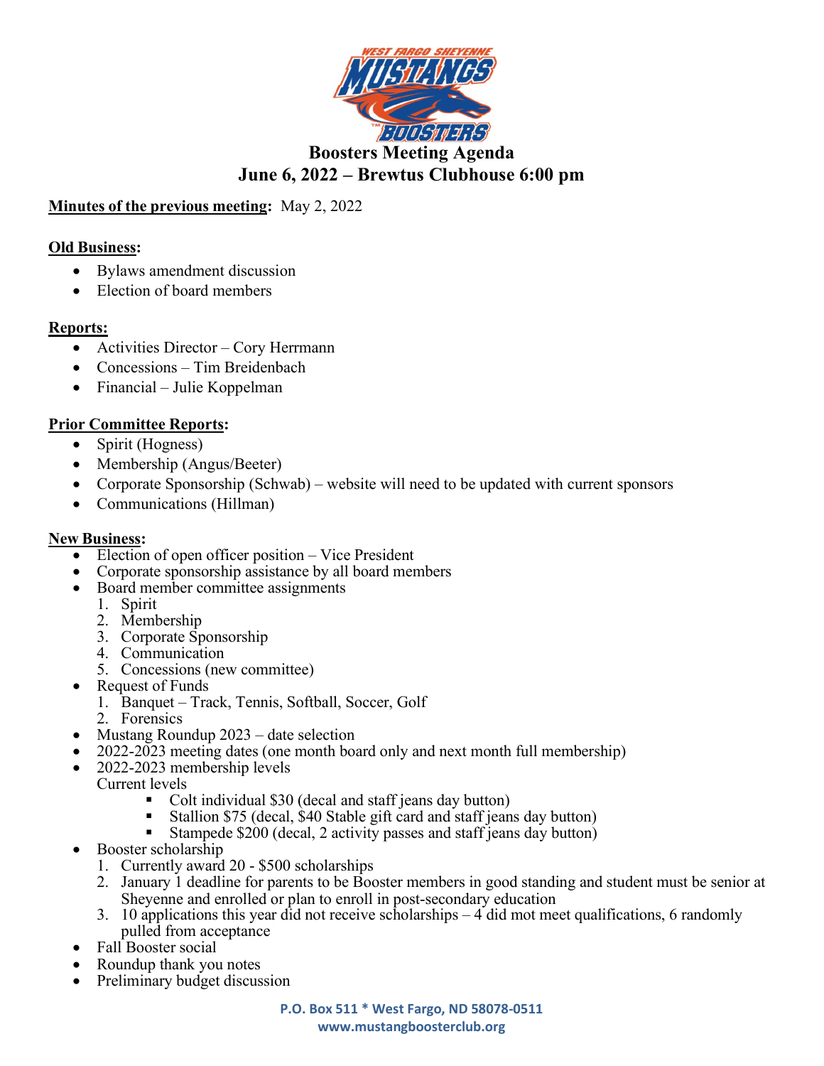# Boosters Meeting Agenda

## June 6, 2022 – Brewtus Clubhouse 6:00 pm

**Minutes of the previous meeting:** May 2, 2022

**Old Business:**

- Bylaws amendment discussion
- Election of board members

**Reports:**

- Activities Director – Cory Herrmann
- Concessions – Tim Breidenbach
- Financial – Julie Koppelman

**Prior Committee Reports:**

- Spirit (Hogness)
- Membership (Angus/Beeter)
- Corporate Sponsorship (Schwab) – website will need to be updated with current sponsors
- Communications (Hillman)

**New Business:**

- Election of open officer position – Vice President
- Corporate sponsorship assistance by all board members
- Board member committee assignments
  1. Spirit
  2. Membership
  3. Corporate Sponsorship
  4. Communication
  5. Concessions (new committee)
- Request of Funds
  1. Banquet – Track, Tennis, Softball, Soccer, Golf
  2. Forensics
- Mustang Roundup 2023 – date selection
- 2022-2023 meeting dates (one month board only and next month full membership)
- 2022-2023 membership levels

  Current levels
  - Colt individual $30 (decal and staff jeans day button)
  - Stallion $75 (decal, $40 Stable gift card and staff jeans day button)
  - Stampede $200 (decal, 2 activity passes and staff jeans day button)
- Booster scholarship
  1. Currently award 20 - $500 scholarships
  2. January 1 deadline for parents to be Booster members in good standing and student must be senior at Sheyenne and enrolled or plan to enroll in post-secondary education
  3. 10 applications this year did not receive scholarships – 4 did mot meet qualifications, 6 randomly pulled from acceptance
- Fall Booster social
- Roundup thank you notes
- Preliminary budget discussion

P.O. Box 511 * West Fargo, ND 58078-0511
www.mustangboosterclub.org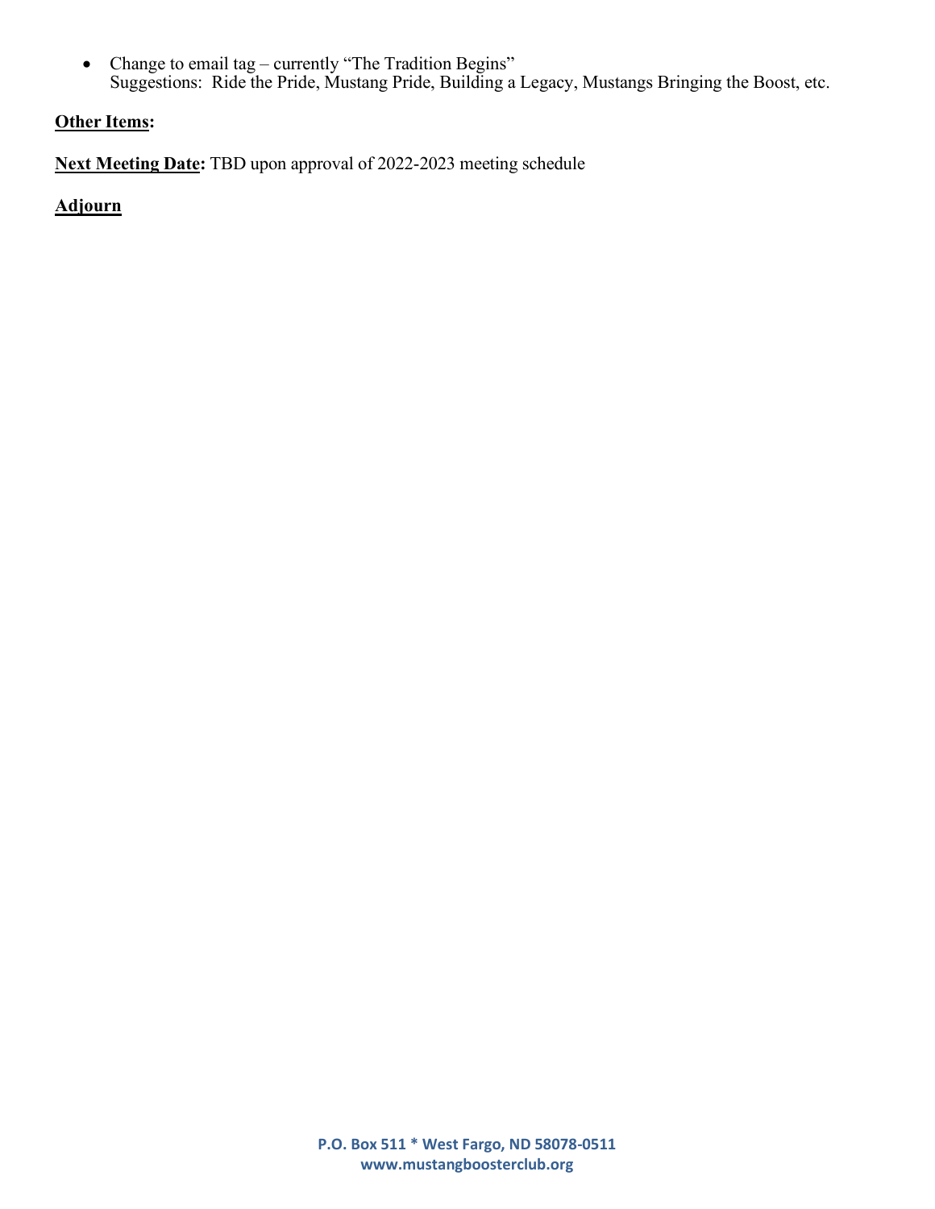- Change to email tag – currently "The Tradition Begins"
  Suggestions: Ride the Pride, Mustang Pride, Building a Legacy, Mustangs Bringing the Boost, etc.

**Other Items:**

**Next Meeting Date:** TBD upon approval of 2022-2023 meeting schedule

**Adjourn**